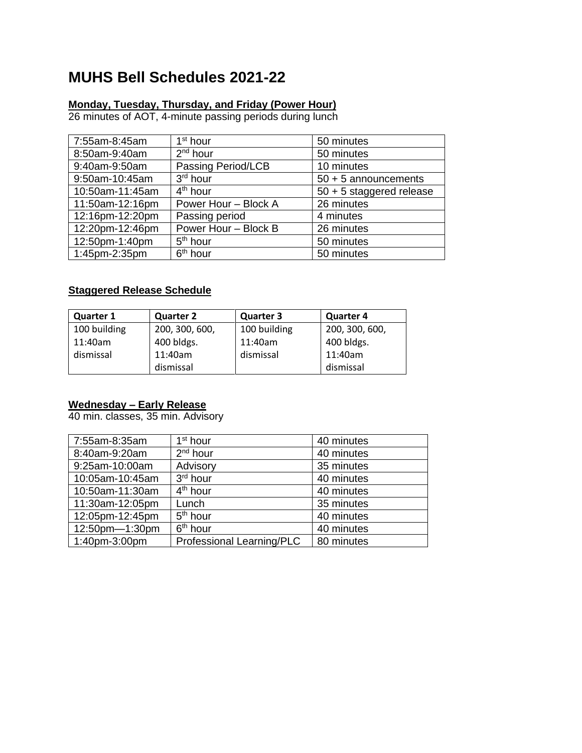# MUHS Bell Schedules 2021-22

**Monday, Tuesday, Thursday, and Friday (Power Hour)**
26 minutes of AOT, 4-minute passing periods during lunch

| | | |
|---|---|---|
| 7:55am-8:45am | 1st hour | 50 minutes |
| 8:50am-9:40am | 2nd hour | 50 minutes |
| 9:40am-9:50am | Passing Period/LCB | 10 minutes |
| 9:50am-10:45am | 3rd hour | 50 + 5 announcements |
| 10:50am-11:45am | 4th hour | 50 + 5 staggered release |
| 11:50am-12:16pm | Power Hour – Block A | 26 minutes |
| 12:16pm-12:20pm | Passing period | 4 minutes |
| 12:20pm-12:46pm | Power Hour – Block B | 26 minutes |
| 12:50pm-1:40pm | 5th hour | 50 minutes |
| 1:45pm-2:35pm | 6th hour | 50 minutes |

**Staggered Release Schedule**

| Quarter 1 | Quarter 2 | Quarter 3 | Quarter 4 |
|---|---|---|---|
| 100 building 11:40am dismissal | 200, 300, 600, 400 bldgs. 11:40am dismissal | 100 building 11:40am dismissal | 200, 300, 600, 400 bldgs. 11:40am dismissal |

**Wednesday – Early Release**
40 min. classes, 35 min. Advisory

| | | |
|---|---|---|
| 7:55am-8:35am | 1st hour | 40 minutes |
| 8:40am-9:20am | 2nd hour | 40 minutes |
| 9:25am-10:00am | Advisory | 35 minutes |
| 10:05am-10:45am | 3rd hour | 40 minutes |
| 10:50am-11:30am | 4th hour | 40 minutes |
| 11:30am-12:05pm | Lunch | 35 minutes |
| 12:05pm-12:45pm | 5th hour | 40 minutes |
| 12:50pm—1:30pm | 6th hour | 40 minutes |
| 1:40pm-3:00pm | Professional Learning/PLC | 80 minutes |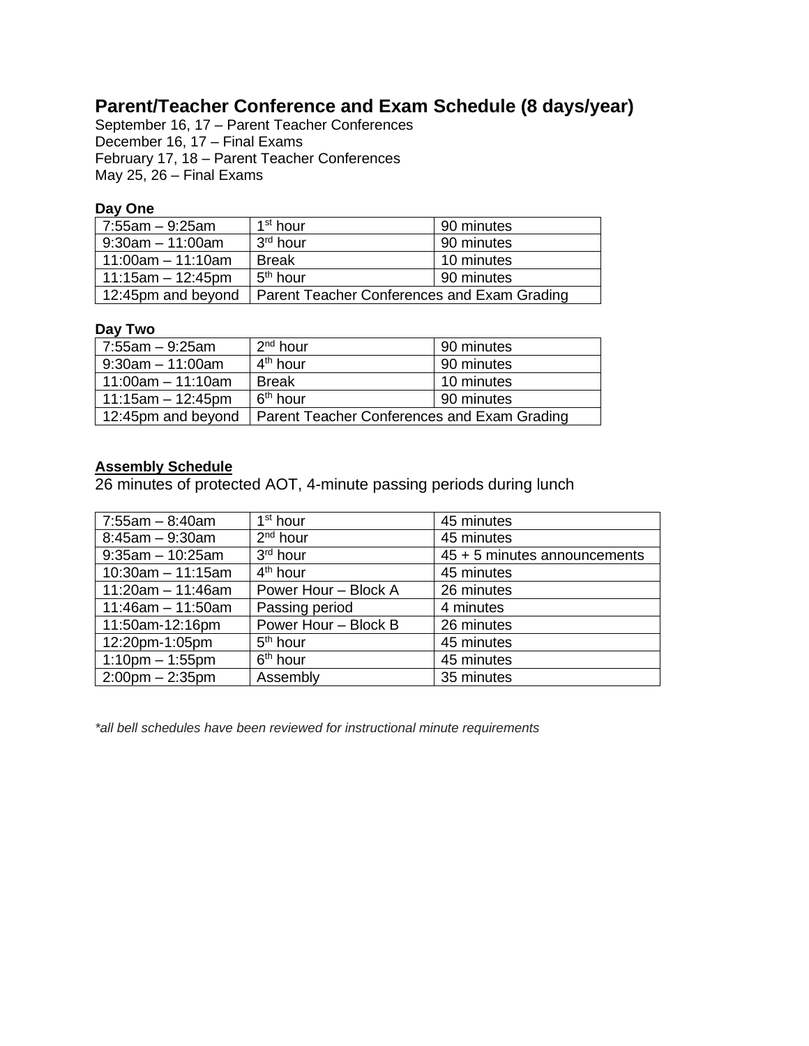## Parent/Teacher Conference and Exam Schedule (8 days/year)

September 16, 17 – Parent Teacher Conferences
December 16, 17 – Final Exams
February 17, 18 – Parent Teacher Conferences
May 25, 26 – Final Exams

**Day One**

| | | |
|---|---|---|
| 7:55am – 9:25am | 1st hour | 90 minutes |
| 9:30am – 11:00am | 3rd hour | 90 minutes |
| 11:00am – 11:10am | Break | 10 minutes |
| 11:15am – 12:45pm | 5th hour | 90 minutes |
| 12:45pm and beyond | Parent Teacher Conferences and Exam Grading | |

**Day Two**

| | | |
|---|---|---|
| 7:55am – 9:25am | 2nd hour | 90 minutes |
| 9:30am – 11:00am | 4th hour | 90 minutes |
| 11:00am – 11:10am | Break | 10 minutes |
| 11:15am – 12:45pm | 6th hour | 90 minutes |
| 12:45pm and beyond | Parent Teacher Conferences and Exam Grading | |

**Assembly Schedule**

26 minutes of protected AOT, 4-minute passing periods during lunch

| | | |
|---|---|---|
| 7:55am – 8:40am | 1st hour | 45 minutes |
| 8:45am – 9:30am | 2nd hour | 45 minutes |
| 9:35am – 10:25am | 3rd hour | 45 + 5 minutes announcements |
| 10:30am – 11:15am | 4th hour | 45 minutes |
| 11:20am – 11:46am | Power Hour – Block A | 26 minutes |
| 11:46am – 11:50am | Passing period | 4 minutes |
| 11:50am-12:16pm | Power Hour – Block B | 26 minutes |
| 12:20pm-1:05pm | 5th hour | 45 minutes |
| 1:10pm – 1:55pm | 6th hour | 45 minutes |
| 2:00pm – 2:35pm | Assembly | 35 minutes |

*\*all bell schedules have been reviewed for instructional minute requirements*